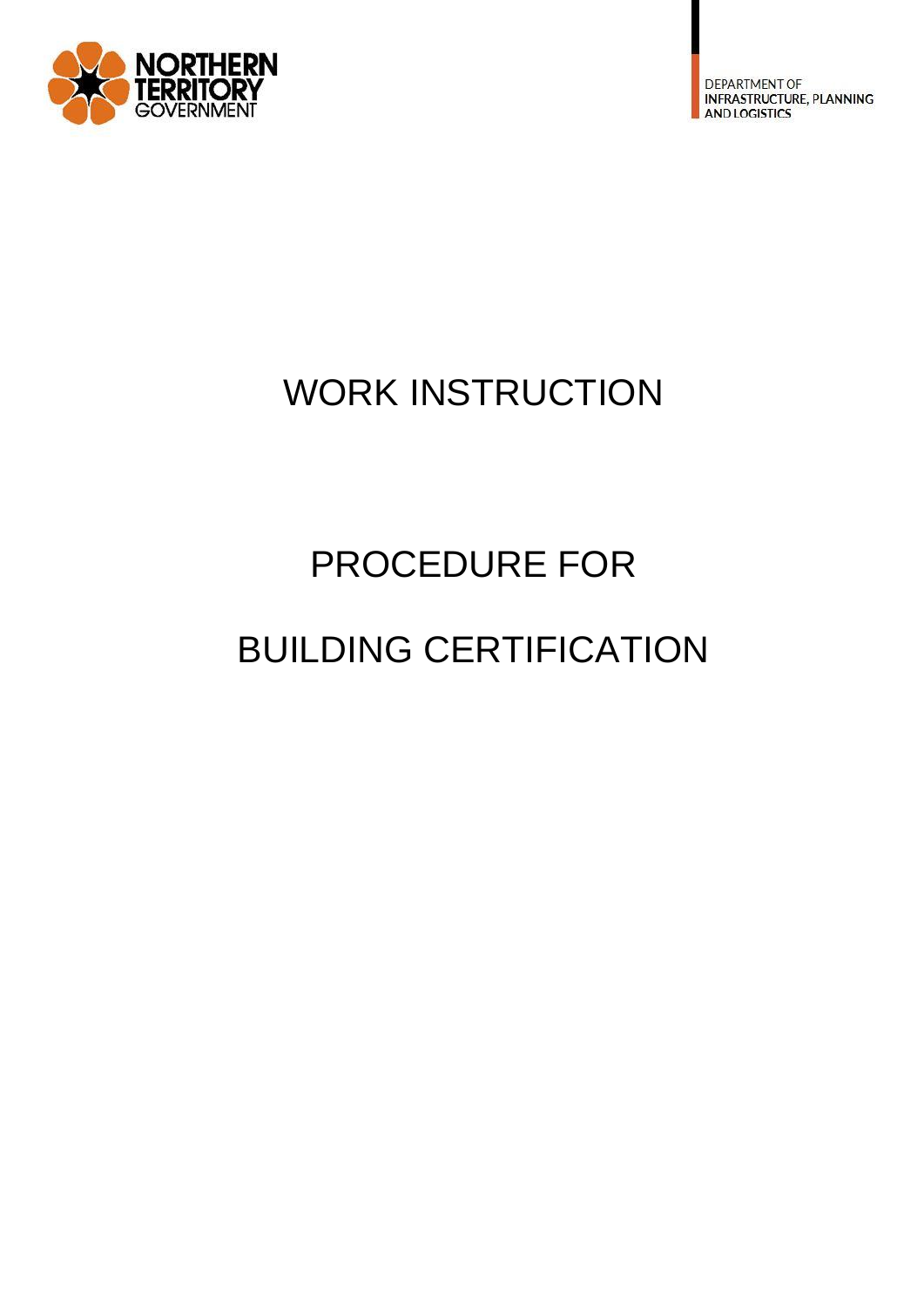NORTHERN TERRITORY GOVERNMENT

DEPARTMENT OF INFRASTRUCTURE, PLANNING AND LOGISTICS

# WORK INSTRUCTION

# PROCEDURE FOR BUILDING CERTIFICATION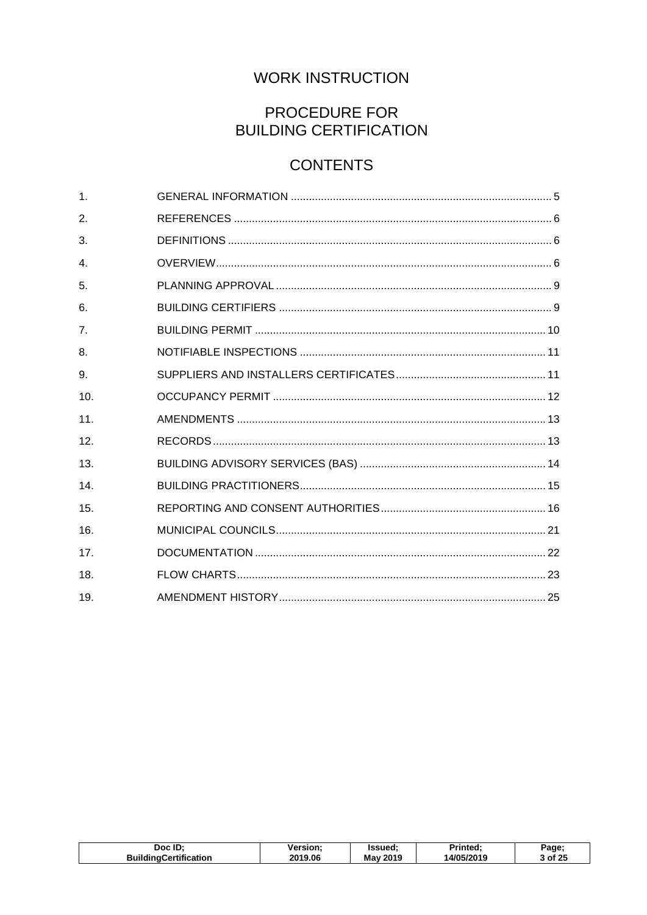# WORK INSTRUCTION

# PROCEDURE FOR BUILDING CERTIFICATION

## CONTENTS

| | | |
|---|---|---|
| 1. | GENERAL INFORMATION | 5 |
| 2. | REFERENCES | 6 |
| 3. | DEFINITIONS | 6 |
| 4. | OVERVIEW | 6 |
| 5. | PLANNING APPROVAL | 9 |
| 6. | BUILDING CERTIFIERS | 9 |
| 7. | BUILDING PERMIT | 10 |
| 8. | NOTIFIABLE INSPECTIONS | 11 |
| 9. | SUPPLIERS AND INSTALLERS CERTIFICATES | 11 |
| 10. | OCCUPANCY PERMIT | 12 |
| 11. | AMENDMENTS | 13 |
| 12. | RECORDS | 13 |
| 13. | BUILDING ADVISORY SERVICES (BAS) | 14 |
| 14. | BUILDING PRACTITIONERS | 15 |
| 15. | REPORTING AND CONSENT AUTHORITIES | 16 |
| 16. | MUNICIPAL COUNCILS | 21 |
| 17. | DOCUMENTATION | 22 |
| 18. | FLOW CHARTS | 23 |
| 19. | AMENDMENT HISTORY | 25 |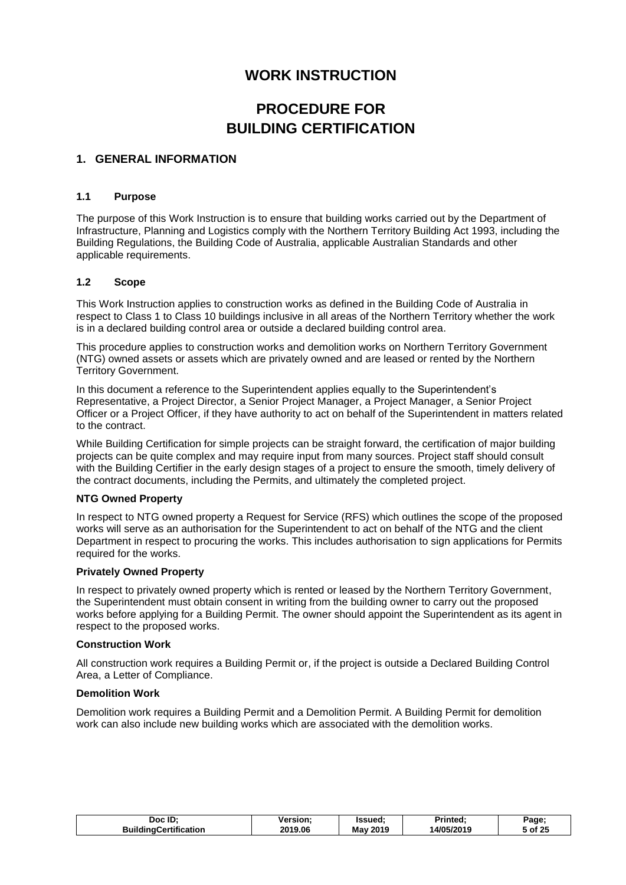# WORK INSTRUCTION

# PROCEDURE FOR BUILDING CERTIFICATION

## 1. GENERAL INFORMATION

### 1.1 Purpose

The purpose of this Work Instruction is to ensure that building works carried out by the Department of Infrastructure, Planning and Logistics comply with the Northern Territory Building Act 1993, including the Building Regulations, the Building Code of Australia, applicable Australian Standards and other applicable requirements.

### 1.2 Scope

This Work Instruction applies to construction works as defined in the Building Code of Australia in respect to Class 1 to Class 10 buildings inclusive in all areas of the Northern Territory whether the work is in a declared building control area or outside a declared building control area.

This procedure applies to construction works and demolition works on Northern Territory Government (NTG) owned assets or assets which are privately owned and are leased or rented by the Northern Territory Government.

In this document a reference to the Superintendent applies equally to the Superintendent's Representative, a Project Director, a Senior Project Manager, a Project Manager, a Senior Project Officer or a Project Officer, if they have authority to act on behalf of the Superintendent in matters related to the contract.

While Building Certification for simple projects can be straight forward, the certification of major building projects can be quite complex and may require input from many sources. Project staff should consult with the Building Certifier in the early design stages of a project to ensure the smooth, timely delivery of the contract documents, including the Permits, and ultimately the completed project.

**NTG Owned Property**

In respect to NTG owned property a Request for Service (RFS) which outlines the scope of the proposed works will serve as an authorisation for the Superintendent to act on behalf of the NTG and the client Department in respect to procuring the works. This includes authorisation to sign applications for Permits required for the works.

**Privately Owned Property**

In respect to privately owned property which is rented or leased by the Northern Territory Government, the Superintendent must obtain consent in writing from the building owner to carry out the proposed works before applying for a Building Permit. The owner should appoint the Superintendent as its agent in respect to the proposed works.

**Construction Work**

All construction work requires a Building Permit or, if the project is outside a Declared Building Control Area, a Letter of Compliance.

**Demolition Work**

Demolition work requires a Building Permit and a Demolition Permit. A Building Permit for demolition work can also include new building works which are associated with the demolition works.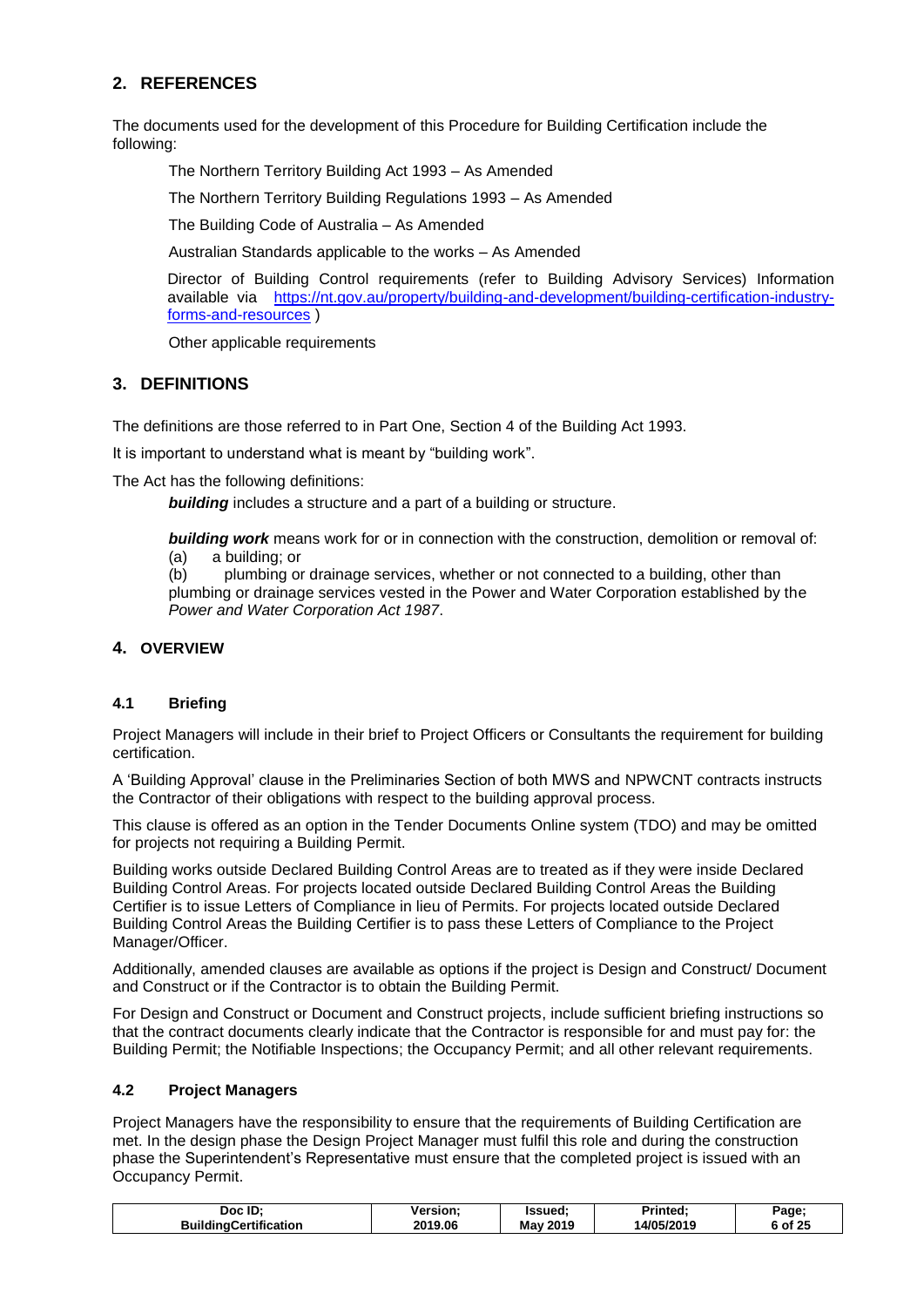## 2. REFERENCES

The documents used for the development of this Procedure for Building Certification include the following:

The Northern Territory Building Act 1993 – As Amended

The Northern Territory Building Regulations 1993 – As Amended

The Building Code of Australia – As Amended

Australian Standards applicable to the works – As Amended

Director of Building Control requirements (refer to Building Advisory Services) Information available via [https://nt.gov.au/property/building-and-development/building-certification-industry-forms-and-resources](https://nt.gov.au/property/building-and-development/building-certification-industry-forms-and-resources) )

Other applicable requirements

## 3. DEFINITIONS

The definitions are those referred to in Part One, Section 4 of the Building Act 1993.

It is important to understand what is meant by "building work".

The Act has the following definitions:

***building*** includes a structure and a part of a building or structure.

***building work*** means work for or in connection with the construction, demolition or removal of:
(a) a building; or
(b) plumbing or drainage services, whether or not connected to a building, other than plumbing or drainage services vested in the Power and Water Corporation established by the *Power and Water Corporation Act 1987*.

## 4. OVERVIEW

### 4.1 Briefing

Project Managers will include in their brief to Project Officers or Consultants the requirement for building certification.

A 'Building Approval' clause in the Preliminaries Section of both MWS and NPWCNT contracts instructs the Contractor of their obligations with respect to the building approval process.

This clause is offered as an option in the Tender Documents Online system (TDO) and may be omitted for projects not requiring a Building Permit.

Building works outside Declared Building Control Areas are to treated as if they were inside Declared Building Control Areas. For projects located outside Declared Building Control Areas the Building Certifier is to issue Letters of Compliance in lieu of Permits. For projects located outside Declared Building Control Areas the Building Certifier is to pass these Letters of Compliance to the Project Manager/Officer.

Additionally, amended clauses are available as options if the project is Design and Construct/ Document and Construct or if the Contractor is to obtain the Building Permit.

For Design and Construct or Document and Construct projects, include sufficient briefing instructions so that the contract documents clearly indicate that the Contractor is responsible for and must pay for: the Building Permit; the Notifiable Inspections; the Occupancy Permit; and all other relevant requirements.

### 4.2 Project Managers

Project Managers have the responsibility to ensure that the requirements of Building Certification are met. In the design phase the Design Project Manager must fulfil this role and during the construction phase the Superintendent's Representative must ensure that the completed project is issued with an Occupancy Permit.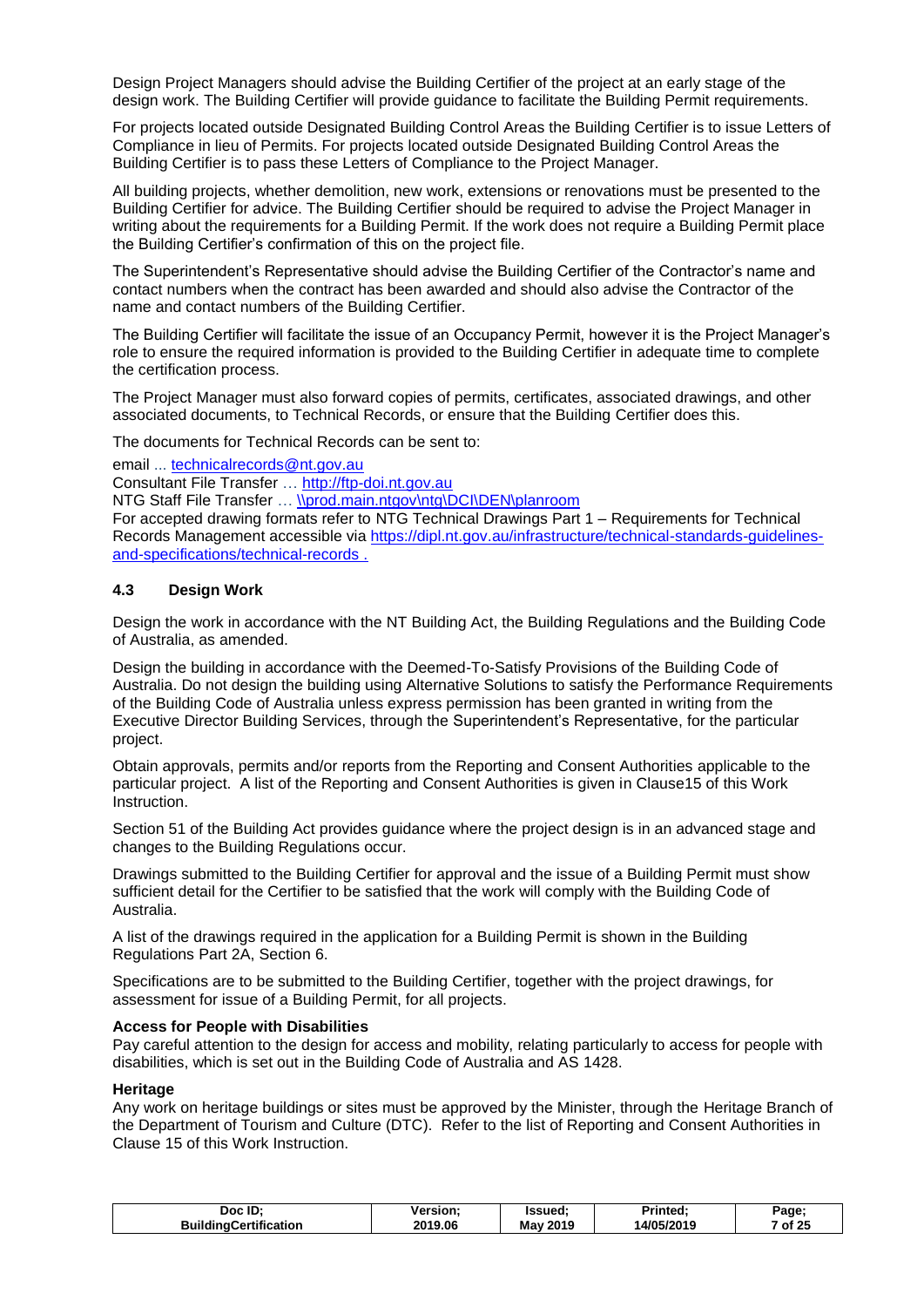Design Project Managers should advise the Building Certifier of the project at an early stage of the design work. The Building Certifier will provide guidance to facilitate the Building Permit requirements.

For projects located outside Designated Building Control Areas the Building Certifier is to issue Letters of Compliance in lieu of Permits. For projects located outside Designated Building Control Areas the Building Certifier is to pass these Letters of Compliance to the Project Manager.

All building projects, whether demolition, new work, extensions or renovations must be presented to the Building Certifier for advice. The Building Certifier should be required to advise the Project Manager in writing about the requirements for a Building Permit. If the work does not require a Building Permit place the Building Certifier's confirmation of this on the project file.

The Superintendent's Representative should advise the Building Certifier of the Contractor's name and contact numbers when the contract has been awarded and should also advise the Contractor of the name and contact numbers of the Building Certifier.

The Building Certifier will facilitate the issue of an Occupancy Permit, however it is the Project Manager's role to ensure the required information is provided to the Building Certifier in adequate time to complete the certification process.

The Project Manager must also forward copies of permits, certificates, associated drawings, and other associated documents, to Technical Records, or ensure that the Building Certifier does this.

The documents for Technical Records can be sent to:

email ... technicalrecords@nt.gov.au
Consultant File Transfer … http://ftp-doi.nt.gov.au
NTG Staff File Transfer … \\prod.main.ntgov\ntg\DCI\DEN\planroom
For accepted drawing formats refer to NTG Technical Drawings Part 1 – Requirements for Technical Records Management accessible via https://dipl.nt.gov.au/infrastructure/technical-standards-guidelines-and-specifications/technical-records .

### 4.3 Design Work

Design the work in accordance with the NT Building Act, the Building Regulations and the Building Code of Australia, as amended.

Design the building in accordance with the Deemed-To-Satisfy Provisions of the Building Code of Australia. Do not design the building using Alternative Solutions to satisfy the Performance Requirements of the Building Code of Australia unless express permission has been granted in writing from the Executive Director Building Services, through the Superintendent's Representative, for the particular project.

Obtain approvals, permits and/or reports from the Reporting and Consent Authorities applicable to the particular project. A list of the Reporting and Consent Authorities is given in Clause15 of this Work Instruction.

Section 51 of the Building Act provides guidance where the project design is in an advanced stage and changes to the Building Regulations occur.

Drawings submitted to the Building Certifier for approval and the issue of a Building Permit must show sufficient detail for the Certifier to be satisfied that the work will comply with the Building Code of Australia.

A list of the drawings required in the application for a Building Permit is shown in the Building Regulations Part 2A, Section 6.

Specifications are to be submitted to the Building Certifier, together with the project drawings, for assessment for issue of a Building Permit, for all projects.

**Access for People with Disabilities**
Pay careful attention to the design for access and mobility, relating particularly to access for people with disabilities, which is set out in the Building Code of Australia and AS 1428.

**Heritage**
Any work on heritage buildings or sites must be approved by the Minister, through the Heritage Branch of the Department of Tourism and Culture (DTC). Refer to the list of Reporting and Consent Authorities in Clause 15 of this Work Instruction.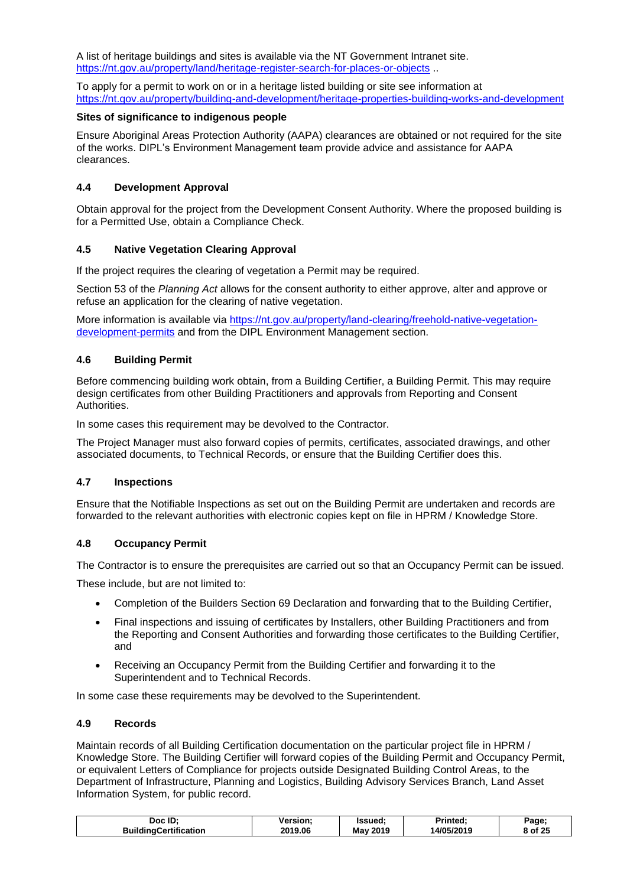A list of heritage buildings and sites is available via the NT Government Intranet site. https://nt.gov.au/property/land/heritage-register-search-for-places-or-objects ..

To apply for a permit to work on or in a heritage listed building or site see information at https://nt.gov.au/property/building-and-development/heritage-properties-building-works-and-development

**Sites of significance to indigenous people**

Ensure Aboriginal Areas Protection Authority (AAPA) clearances are obtained or not required for the site of the works. DIPL's Environment Management team provide advice and assistance for AAPA clearances.

### 4.4 Development Approval

Obtain approval for the project from the Development Consent Authority. Where the proposed building is for a Permitted Use, obtain a Compliance Check.

### 4.5 Native Vegetation Clearing Approval

If the project requires the clearing of vegetation a Permit may be required.

Section 53 of the *Planning Act* allows for the consent authority to either approve, alter and approve or refuse an application for the clearing of native vegetation.

More information is available via https://nt.gov.au/property/land-clearing/freehold-native-vegetation-development-permits and from the DIPL Environment Management section.

### 4.6 Building Permit

Before commencing building work obtain, from a Building Certifier, a Building Permit. This may require design certificates from other Building Practitioners and approvals from Reporting and Consent Authorities.

In some cases this requirement may be devolved to the Contractor.

The Project Manager must also forward copies of permits, certificates, associated drawings, and other associated documents, to Technical Records, or ensure that the Building Certifier does this.

### 4.7 Inspections

Ensure that the Notifiable Inspections as set out on the Building Permit are undertaken and records are forwarded to the relevant authorities with electronic copies kept on file in HPRM / Knowledge Store.

### 4.8 Occupancy Permit

The Contractor is to ensure the prerequisites are carried out so that an Occupancy Permit can be issued.

These include, but are not limited to:

- Completion of the Builders Section 69 Declaration and forwarding that to the Building Certifier,
- Final inspections and issuing of certificates by Installers, other Building Practitioners and from the Reporting and Consent Authorities and forwarding those certificates to the Building Certifier, and
- Receiving an Occupancy Permit from the Building Certifier and forwarding it to the Superintendent and to Technical Records.

In some case these requirements may be devolved to the Superintendent.

### 4.9 Records

Maintain records of all Building Certification documentation on the particular project file in HPRM / Knowledge Store. The Building Certifier will forward copies of the Building Permit and Occupancy Permit, or equivalent Letters of Compliance for projects outside Designated Building Control Areas, to the Department of Infrastructure, Planning and Logistics, Building Advisory Services Branch, Land Asset Information System, for public record.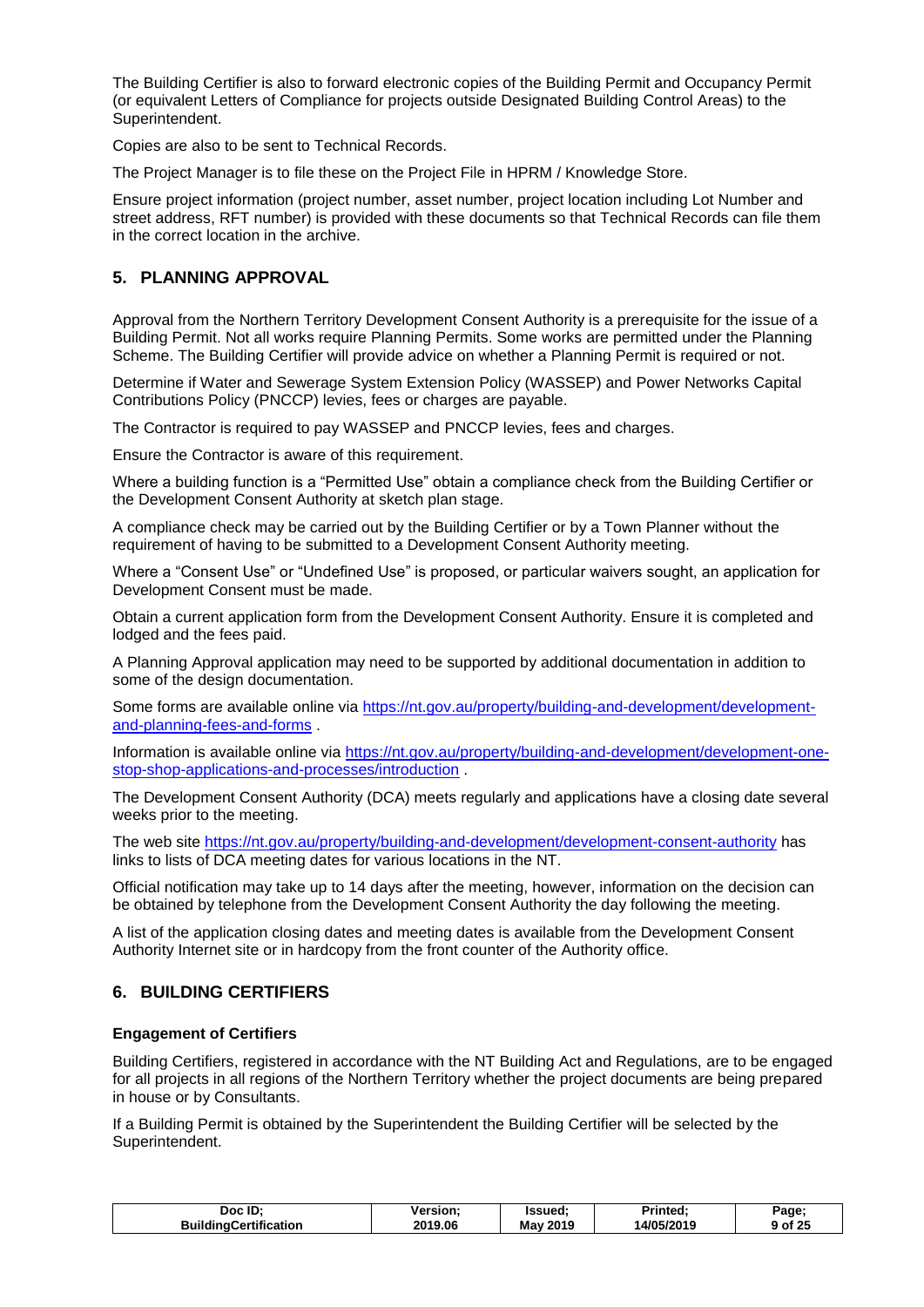The Building Certifier is also to forward electronic copies of the Building Permit and Occupancy Permit (or equivalent Letters of Compliance for projects outside Designated Building Control Areas) to the Superintendent.

Copies are also to be sent to Technical Records.

The Project Manager is to file these on the Project File in HPRM / Knowledge Store.

Ensure project information (project number, asset number, project location including Lot Number and street address, RFT number) is provided with these documents so that Technical Records can file them in the correct location in the archive.

## 5. PLANNING APPROVAL

Approval from the Northern Territory Development Consent Authority is a prerequisite for the issue of a Building Permit. Not all works require Planning Permits. Some works are permitted under the Planning Scheme. The Building Certifier will provide advice on whether a Planning Permit is required or not.

Determine if Water and Sewerage System Extension Policy (WASSEP) and Power Networks Capital Contributions Policy (PNCCP) levies, fees or charges are payable.

The Contractor is required to pay WASSEP and PNCCP levies, fees and charges.

Ensure the Contractor is aware of this requirement.

Where a building function is a "Permitted Use" obtain a compliance check from the Building Certifier or the Development Consent Authority at sketch plan stage.

A compliance check may be carried out by the Building Certifier or by a Town Planner without the requirement of having to be submitted to a Development Consent Authority meeting.

Where a "Consent Use" or "Undefined Use" is proposed, or particular waivers sought, an application for Development Consent must be made.

Obtain a current application form from the Development Consent Authority. Ensure it is completed and lodged and the fees paid.

A Planning Approval application may need to be supported by additional documentation in addition to some of the design documentation.

Some forms are available online via [https://nt.gov.au/property/building-and-development/development-and-planning-fees-and-forms](https://nt.gov.au/property/building-and-development/development-and-planning-fees-and-forms) .

Information is available online via [https://nt.gov.au/property/building-and-development/development-one-stop-shop-applications-and-processes/introduction](https://nt.gov.au/property/building-and-development/development-one-stop-shop-applications-and-processes/introduction) .

The Development Consent Authority (DCA) meets regularly and applications have a closing date several weeks prior to the meeting.

The web site [https://nt.gov.au/property/building-and-development/development-consent-authority](https://nt.gov.au/property/building-and-development/development-consent-authority) has links to lists of DCA meeting dates for various locations in the NT.

Official notification may take up to 14 days after the meeting, however, information on the decision can be obtained by telephone from the Development Consent Authority the day following the meeting.

A list of the application closing dates and meeting dates is available from the Development Consent Authority Internet site or in hardcopy from the front counter of the Authority office.

## 6. BUILDING CERTIFIERS

**Engagement of Certifiers**

Building Certifiers, registered in accordance with the NT Building Act and Regulations, are to be engaged for all projects in all regions of the Northern Territory whether the project documents are being prepared in house or by Consultants.

If a Building Permit is obtained by the Superintendent the Building Certifier will be selected by the Superintendent.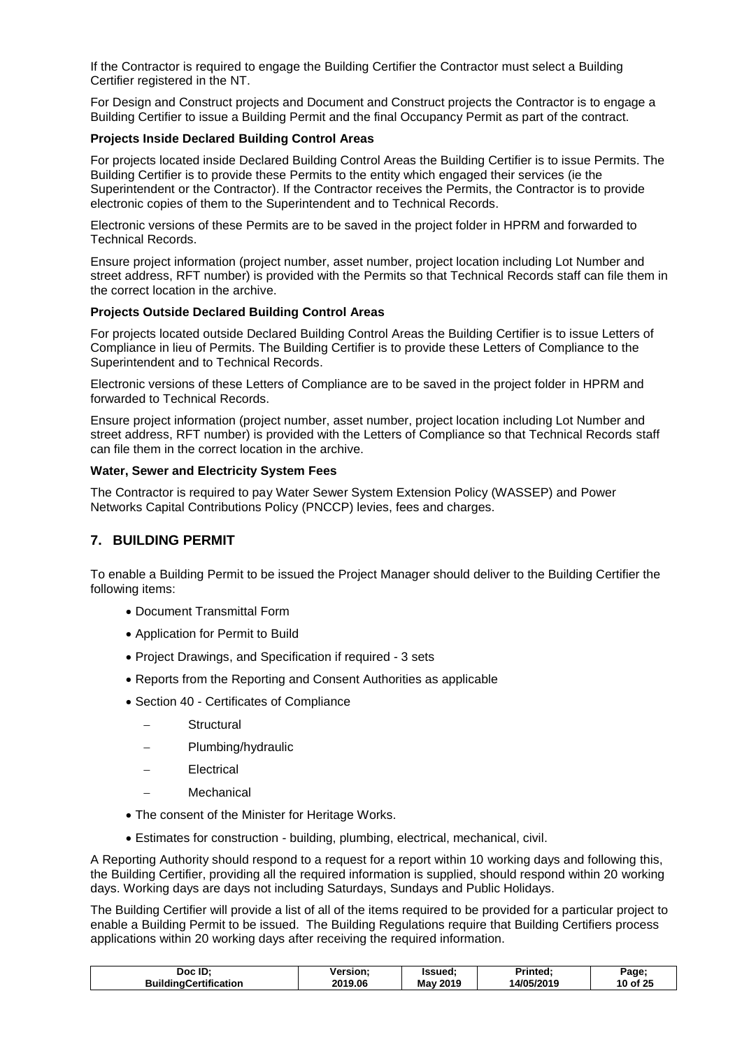If the Contractor is required to engage the Building Certifier the Contractor must select a Building Certifier registered in the NT.

For Design and Construct projects and Document and Construct projects the Contractor is to engage a Building Certifier to issue a Building Permit and the final Occupancy Permit as part of the contract.

**Projects Inside Declared Building Control Areas**

For projects located inside Declared Building Control Areas the Building Certifier is to issue Permits. The Building Certifier is to provide these Permits to the entity which engaged their services (ie the Superintendent or the Contractor). If the Contractor receives the Permits, the Contractor is to provide electronic copies of them to the Superintendent and to Technical Records.

Electronic versions of these Permits are to be saved in the project folder in HPRM and forwarded to Technical Records.

Ensure project information (project number, asset number, project location including Lot Number and street address, RFT number) is provided with the Permits so that Technical Records staff can file them in the correct location in the archive.

**Projects Outside Declared Building Control Areas**

For projects located outside Declared Building Control Areas the Building Certifier is to issue Letters of Compliance in lieu of Permits. The Building Certifier is to provide these Letters of Compliance to the Superintendent and to Technical Records.

Electronic versions of these Letters of Compliance are to be saved in the project folder in HPRM and forwarded to Technical Records.

Ensure project information (project number, asset number, project location including Lot Number and street address, RFT number) is provided with the Letters of Compliance so that Technical Records staff can file them in the correct location in the archive.

**Water, Sewer and Electricity System Fees**

The Contractor is required to pay Water Sewer System Extension Policy (WASSEP) and Power Networks Capital Contributions Policy (PNCCP) levies, fees and charges.

## 7. BUILDING PERMIT

To enable a Building Permit to be issued the Project Manager should deliver to the Building Certifier the following items:

- Document Transmittal Form
- Application for Permit to Build
- Project Drawings, and Specification if required - 3 sets
- Reports from the Reporting and Consent Authorities as applicable
- Section 40 - Certificates of Compliance
  - Structural
  - Plumbing/hydraulic
  - Electrical
  - Mechanical
- The consent of the Minister for Heritage Works.
- Estimates for construction - building, plumbing, electrical, mechanical, civil.

A Reporting Authority should respond to a request for a report within 10 working days and following this, the Building Certifier, providing all the required information is supplied, should respond within 20 working days. Working days are days not including Saturdays, Sundays and Public Holidays.

The Building Certifier will provide a list of all of the items required to be provided for a particular project to enable a Building Permit to be issued. The Building Regulations require that Building Certifiers process applications within 20 working days after receiving the required information.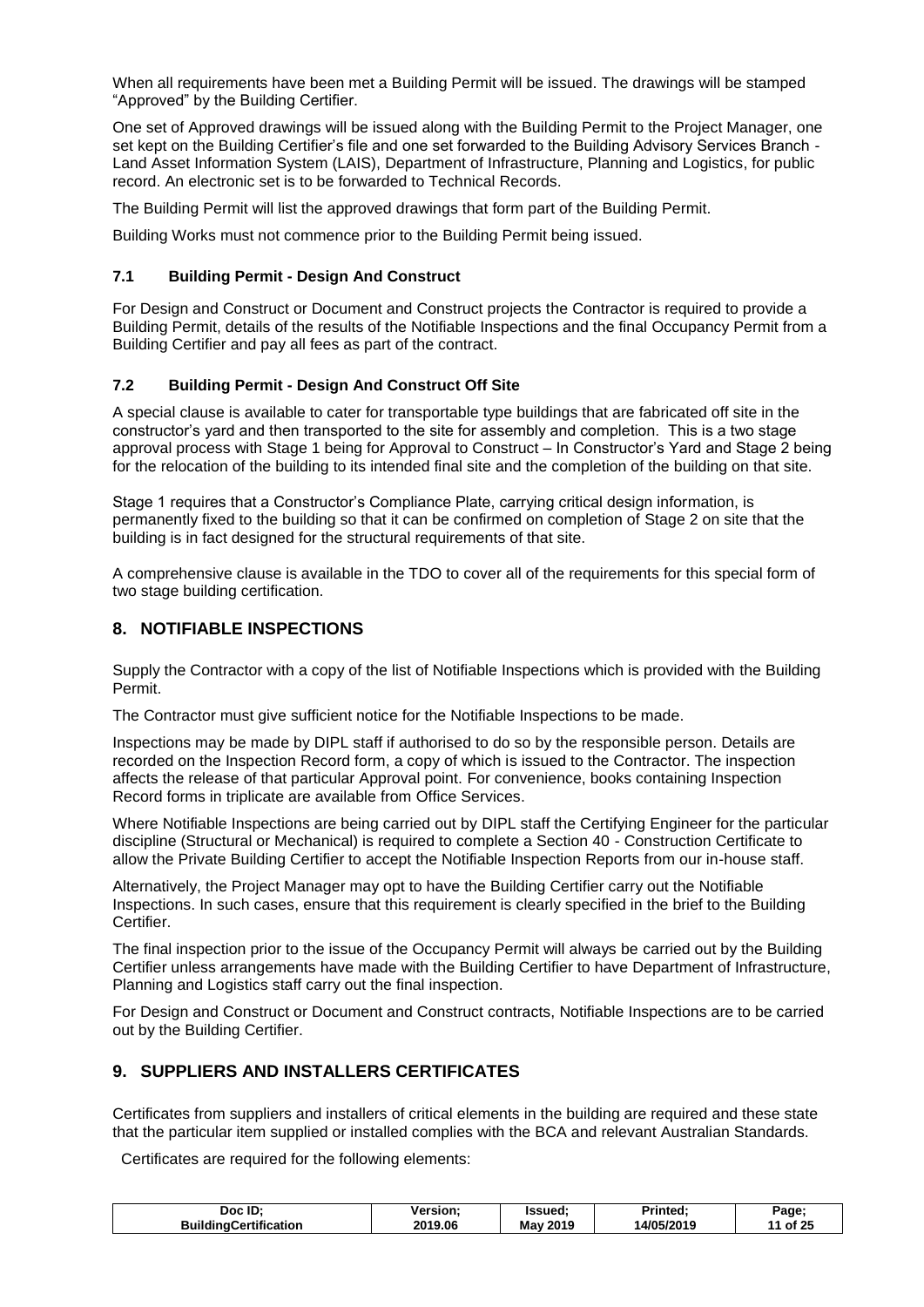When all requirements have been met a Building Permit will be issued. The drawings will be stamped "Approved" by the Building Certifier.

One set of Approved drawings will be issued along with the Building Permit to the Project Manager, one set kept on the Building Certifier's file and one set forwarded to the Building Advisory Services Branch - Land Asset Information System (LAIS), Department of Infrastructure, Planning and Logistics, for public record. An electronic set is to be forwarded to Technical Records.

The Building Permit will list the approved drawings that form part of the Building Permit.

Building Works must not commence prior to the Building Permit being issued.

### 7.1 Building Permit - Design And Construct

For Design and Construct or Document and Construct projects the Contractor is required to provide a Building Permit, details of the results of the Notifiable Inspections and the final Occupancy Permit from a Building Certifier and pay all fees as part of the contract.

### 7.2 Building Permit - Design And Construct Off Site

A special clause is available to cater for transportable type buildings that are fabricated off site in the constructor's yard and then transported to the site for assembly and completion. This is a two stage approval process with Stage 1 being for Approval to Construct – In Constructor's Yard and Stage 2 being for the relocation of the building to its intended final site and the completion of the building on that site.

Stage 1 requires that a Constructor's Compliance Plate, carrying critical design information, is permanently fixed to the building so that it can be confirmed on completion of Stage 2 on site that the building is in fact designed for the structural requirements of that site.

A comprehensive clause is available in the TDO to cover all of the requirements for this special form of two stage building certification.

## 8. NOTIFIABLE INSPECTIONS

Supply the Contractor with a copy of the list of Notifiable Inspections which is provided with the Building Permit.

The Contractor must give sufficient notice for the Notifiable Inspections to be made.

Inspections may be made by DIPL staff if authorised to do so by the responsible person. Details are recorded on the Inspection Record form, a copy of which is issued to the Contractor. The inspection affects the release of that particular Approval point. For convenience, books containing Inspection Record forms in triplicate are available from Office Services.

Where Notifiable Inspections are being carried out by DIPL staff the Certifying Engineer for the particular discipline (Structural or Mechanical) is required to complete a Section 40 - Construction Certificate to allow the Private Building Certifier to accept the Notifiable Inspection Reports from our in-house staff.

Alternatively, the Project Manager may opt to have the Building Certifier carry out the Notifiable Inspections. In such cases, ensure that this requirement is clearly specified in the brief to the Building Certifier.

The final inspection prior to the issue of the Occupancy Permit will always be carried out by the Building Certifier unless arrangements have made with the Building Certifier to have Department of Infrastructure, Planning and Logistics staff carry out the final inspection.

For Design and Construct or Document and Construct contracts, Notifiable Inspections are to be carried out by the Building Certifier.

## 9. SUPPLIERS AND INSTALLERS CERTIFICATES

Certificates from suppliers and installers of critical elements in the building are required and these state that the particular item supplied or installed complies with the BCA and relevant Australian Standards.

Certificates are required for the following elements: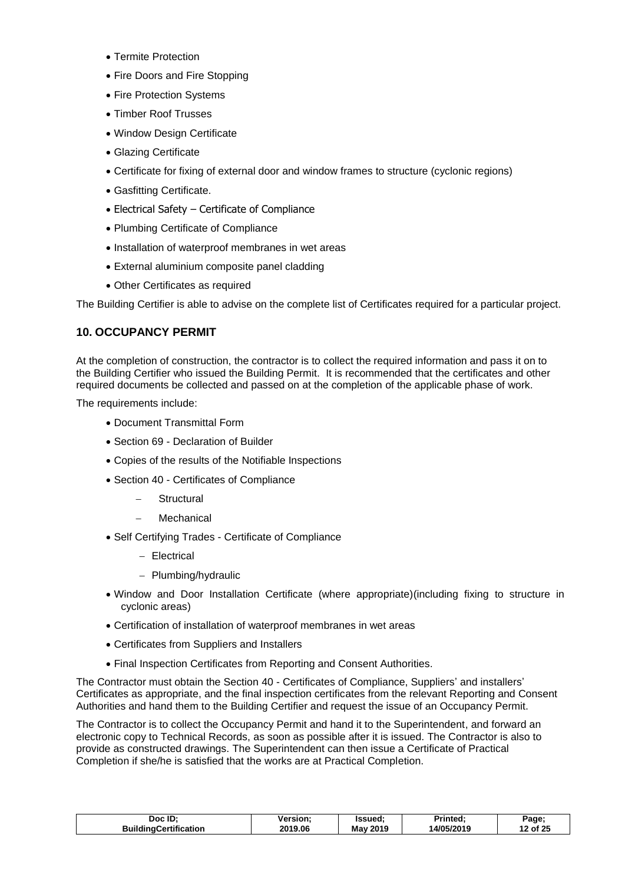- Termite Protection
- Fire Doors and Fire Stopping
- Fire Protection Systems
- Timber Roof Trusses
- Window Design Certificate
- Glazing Certificate
- Certificate for fixing of external door and window frames to structure (cyclonic regions)
- Gasfitting Certificate.
- Electrical Safety – Certificate of Compliance
- Plumbing Certificate of Compliance
- Installation of waterproof membranes in wet areas
- External aluminium composite panel cladding
- Other Certificates as required

The Building Certifier is able to advise on the complete list of Certificates required for a particular project.

## 10. OCCUPANCY PERMIT

At the completion of construction, the contractor is to collect the required information and pass it on to the Building Certifier who issued the Building Permit. It is recommended that the certificates and other required documents be collected and passed on at the completion of the applicable phase of work.

The requirements include:

- Document Transmittal Form
- Section 69 - Declaration of Builder
- Copies of the results of the Notifiable Inspections
- Section 40 - Certificates of Compliance
  - Structural
  - Mechanical
- Self Certifying Trades - Certificate of Compliance
  - Electrical
  - Plumbing/hydraulic
- Window and Door Installation Certificate (where appropriate)(including fixing to structure in cyclonic areas)
- Certification of installation of waterproof membranes in wet areas
- Certificates from Suppliers and Installers
- Final Inspection Certificates from Reporting and Consent Authorities.

The Contractor must obtain the Section 40 - Certificates of Compliance, Suppliers' and installers' Certificates as appropriate, and the final inspection certificates from the relevant Reporting and Consent Authorities and hand them to the Building Certifier and request the issue of an Occupancy Permit.

The Contractor is to collect the Occupancy Permit and hand it to the Superintendent, and forward an electronic copy to Technical Records, as soon as possible after it is issued. The Contractor is also to provide as constructed drawings. The Superintendent can then issue a Certificate of Practical Completion if she/he is satisfied that the works are at Practical Completion.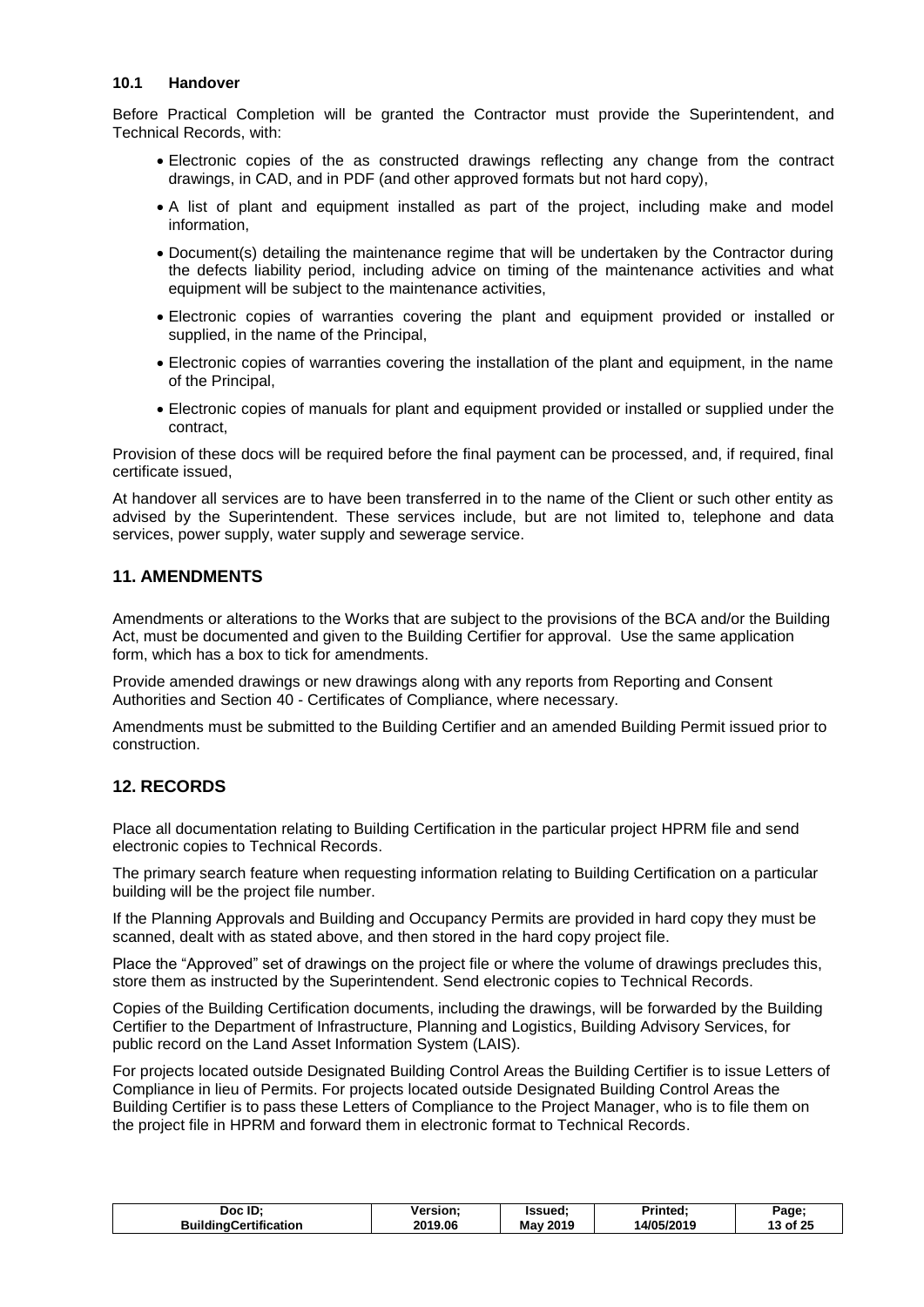### 10.1 Handover

Before Practical Completion will be granted the Contractor must provide the Superintendent, and Technical Records, with:

- Electronic copies of the as constructed drawings reflecting any change from the contract drawings, in CAD, and in PDF (and other approved formats but not hard copy),
- A list of plant and equipment installed as part of the project, including make and model information,
- Document(s) detailing the maintenance regime that will be undertaken by the Contractor during the defects liability period, including advice on timing of the maintenance activities and what equipment will be subject to the maintenance activities,
- Electronic copies of warranties covering the plant and equipment provided or installed or supplied, in the name of the Principal,
- Electronic copies of warranties covering the installation of the plant and equipment, in the name of the Principal,
- Electronic copies of manuals for plant and equipment provided or installed or supplied under the contract,

Provision of these docs will be required before the final payment can be processed, and, if required, final certificate issued,

At handover all services are to have been transferred in to the name of the Client or such other entity as advised by the Superintendent. These services include, but are not limited to, telephone and data services, power supply, water supply and sewerage service.

## 11. AMENDMENTS

Amendments or alterations to the Works that are subject to the provisions of the BCA and/or the Building Act, must be documented and given to the Building Certifier for approval. Use the same application form, which has a box to tick for amendments.

Provide amended drawings or new drawings along with any reports from Reporting and Consent Authorities and Section 40 - Certificates of Compliance, where necessary.

Amendments must be submitted to the Building Certifier and an amended Building Permit issued prior to construction.

## 12. RECORDS

Place all documentation relating to Building Certification in the particular project HPRM file and send electronic copies to Technical Records.

The primary search feature when requesting information relating to Building Certification on a particular building will be the project file number.

If the Planning Approvals and Building and Occupancy Permits are provided in hard copy they must be scanned, dealt with as stated above, and then stored in the hard copy project file.

Place the "Approved" set of drawings on the project file or where the volume of drawings precludes this, store them as instructed by the Superintendent. Send electronic copies to Technical Records.

Copies of the Building Certification documents, including the drawings, will be forwarded by the Building Certifier to the Department of Infrastructure, Planning and Logistics, Building Advisory Services, for public record on the Land Asset Information System (LAIS).

For projects located outside Designated Building Control Areas the Building Certifier is to issue Letters of Compliance in lieu of Permits. For projects located outside Designated Building Control Areas the Building Certifier is to pass these Letters of Compliance to the Project Manager, who is to file them on the project file in HPRM and forward them in electronic format to Technical Records.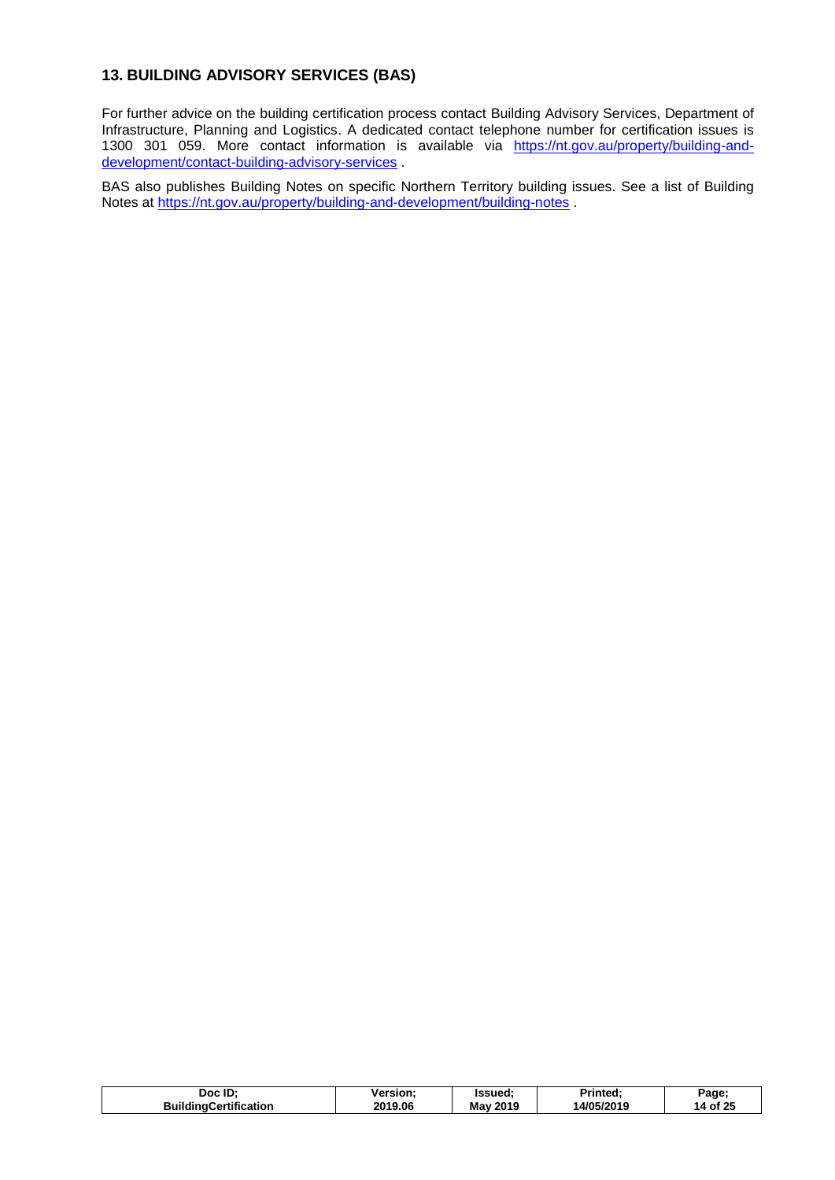## 13. BUILDING ADVISORY SERVICES (BAS)

For further advice on the building certification process contact Building Advisory Services, Department of Infrastructure, Planning and Logistics. A dedicated contact telephone number for certification issues is 1300 301 059. More contact information is available via https://nt.gov.au/property/building-and-development/contact-building-advisory-services .

BAS also publishes Building Notes on specific Northern Territory building issues. See a list of Building Notes at https://nt.gov.au/property/building-and-development/building-notes .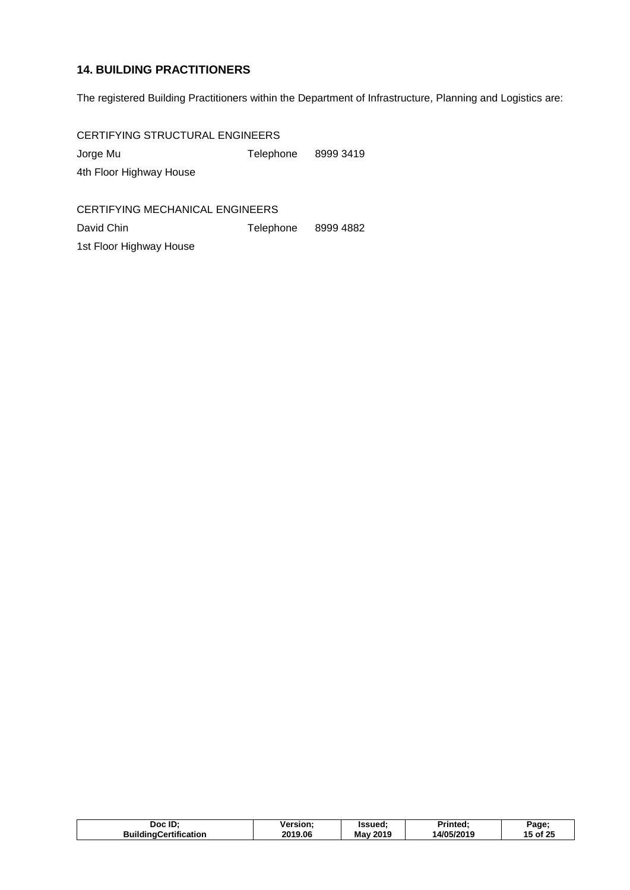## 14. BUILDING PRACTITIONERS

The registered Building Practitioners within the Department of Infrastructure, Planning and Logistics are:

CERTIFYING STRUCTURAL ENGINEERS

Jorge Mu Telephone 8999 3419

4th Floor Highway House

CERTIFYING MECHANICAL ENGINEERS

David Chin Telephone 8999 4882

1st Floor Highway House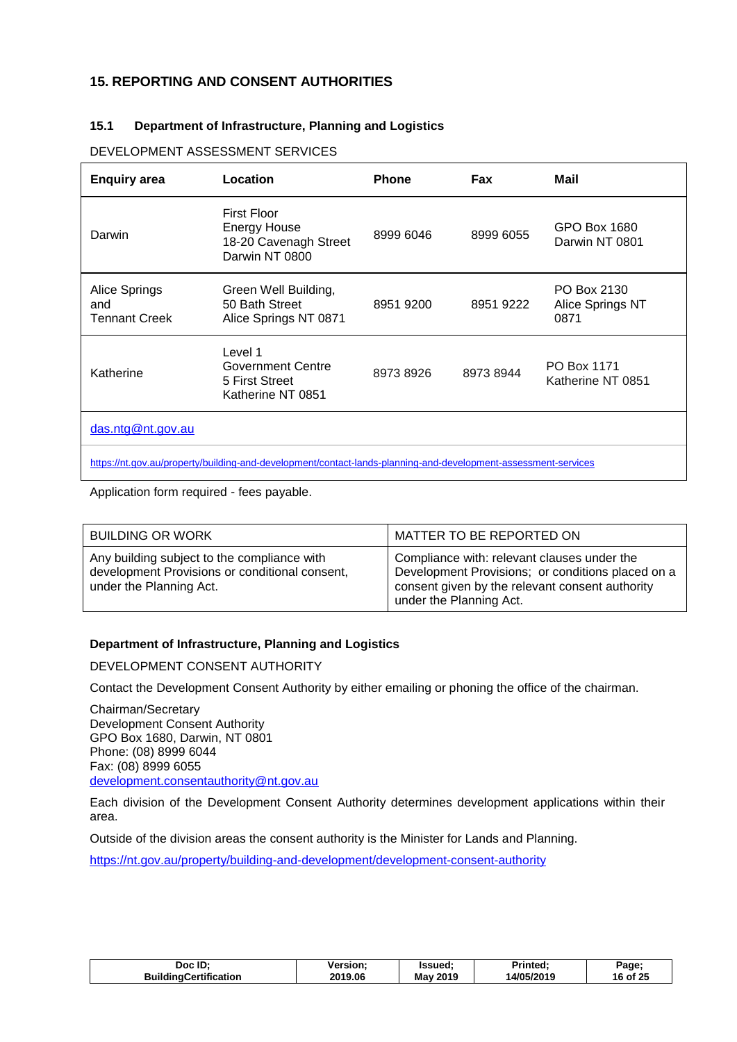## 15. REPORTING AND CONSENT AUTHORITIES

### 15.1 Department of Infrastructure, Planning and Logistics

DEVELOPMENT ASSESSMENT SERVICES

| Enquiry area | Location | Phone | Fax | Mail |
|---|---|---|---|---|
| Darwin | First Floor<br>Energy House<br>18-20 Cavenagh Street<br>Darwin NT 0800 | 8999 6046 | 8999 6055 | GPO Box 1680<br>Darwin NT 0801 |
| Alice Springs and Tennant Creek | Green Well Building,<br>50 Bath Street<br>Alice Springs NT 0871 | 8951 9200 | 8951 9222 | PO Box 2130<br>Alice Springs NT 0871 |
| Katherine | Level 1<br>Government Centre<br>5 First Street<br>Katherine NT 0851 | 8973 8926 | 8973 8944 | PO Box 1171<br>Katherine NT 0851 |
| das.ntg@nt.gov.au | | | | |
| https://nt.gov.au/property/building-and-development/contact-lands-planning-and-development-assessment-services | | | | |

Application form required - fees payable.

| BUILDING OR WORK | MATTER TO BE REPORTED ON |
|---|---|
| Any building subject to the compliance with development Provisions or conditional consent, under the Planning Act. | Compliance with: relevant clauses under the Development Provisions; or conditions placed on a consent given by the relevant consent authority under the Planning Act. |

**Department of Infrastructure, Planning and Logistics**

DEVELOPMENT CONSENT AUTHORITY

Contact the Development Consent Authority by either emailing or phoning the office of the chairman.

Chairman/Secretary
Development Consent Authority
GPO Box 1680, Darwin, NT 0801
Phone: (08) 8999 6044
Fax: (08) 8999 6055
development.consentauthority@nt.gov.au

Each division of the Development Consent Authority determines development applications within their area.

Outside of the division areas the consent authority is the Minister for Lands and Planning.

https://nt.gov.au/property/building-and-development/development-consent-authority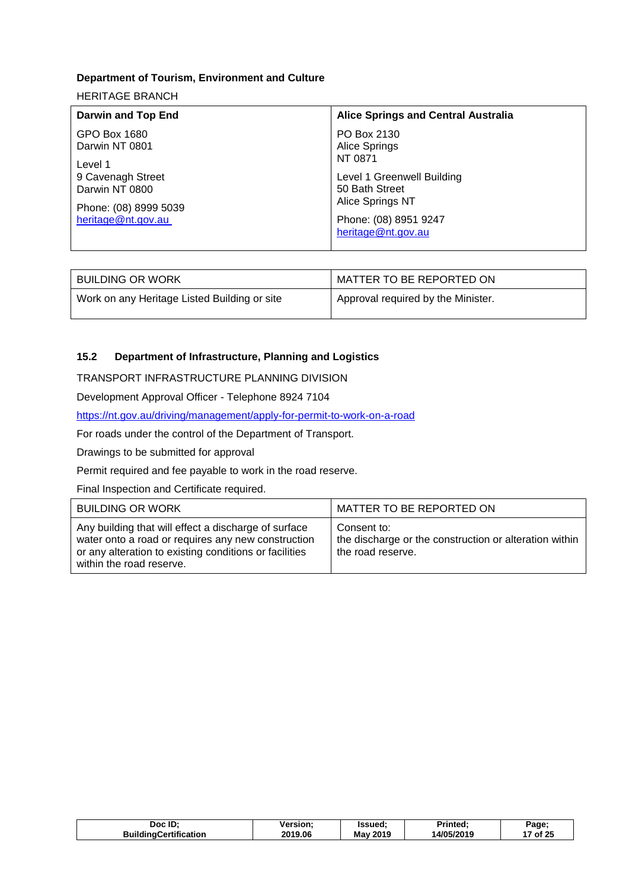**Department of Tourism, Environment and Culture**

HERITAGE BRANCH

| **Darwin and Top End** | **Alice Springs and Central Australia** |
| --- | --- |
| GPO Box 1680<br>Darwin NT 0801<br><br>Level 1<br>9 Cavenagh Street<br>Darwin NT 0800<br><br>Phone: (08) 8999 5039<br>heritage@nt.gov.au | PO Box 2130<br>Alice Springs<br>NT 0871<br><br>Level 1 Greenwell Building<br>50 Bath Street<br>Alice Springs NT<br><br>Phone: (08) 8951 9247<br>heritage@nt.gov.au |

| BUILDING OR WORK | MATTER TO BE REPORTED ON |
| --- | --- |
| Work on any Heritage Listed Building or site | Approval required by the Minister. |

### 15.2 Department of Infrastructure, Planning and Logistics

TRANSPORT INFRASTRUCTURE PLANNING DIVISION

Development Approval Officer - Telephone 8924 7104

https://nt.gov.au/driving/management/apply-for-permit-to-work-on-a-road

For roads under the control of the Department of Transport.

Drawings to be submitted for approval

Permit required and fee payable to work in the road reserve.

Final Inspection and Certificate required.

| BUILDING OR WORK | MATTER TO BE REPORTED ON |
| --- | --- |
| Any building that will effect a discharge of surface water onto a road or requires any new construction or any alteration to existing conditions or facilities within the road reserve. | Consent to:<br>the discharge or the construction or alteration within the road reserve. |

| Doc ID; BuildingCertification | Version; 2019.06 | Issued; May 2019 | Printed; 14/05/2019 |
| --- | --- | --- | --- |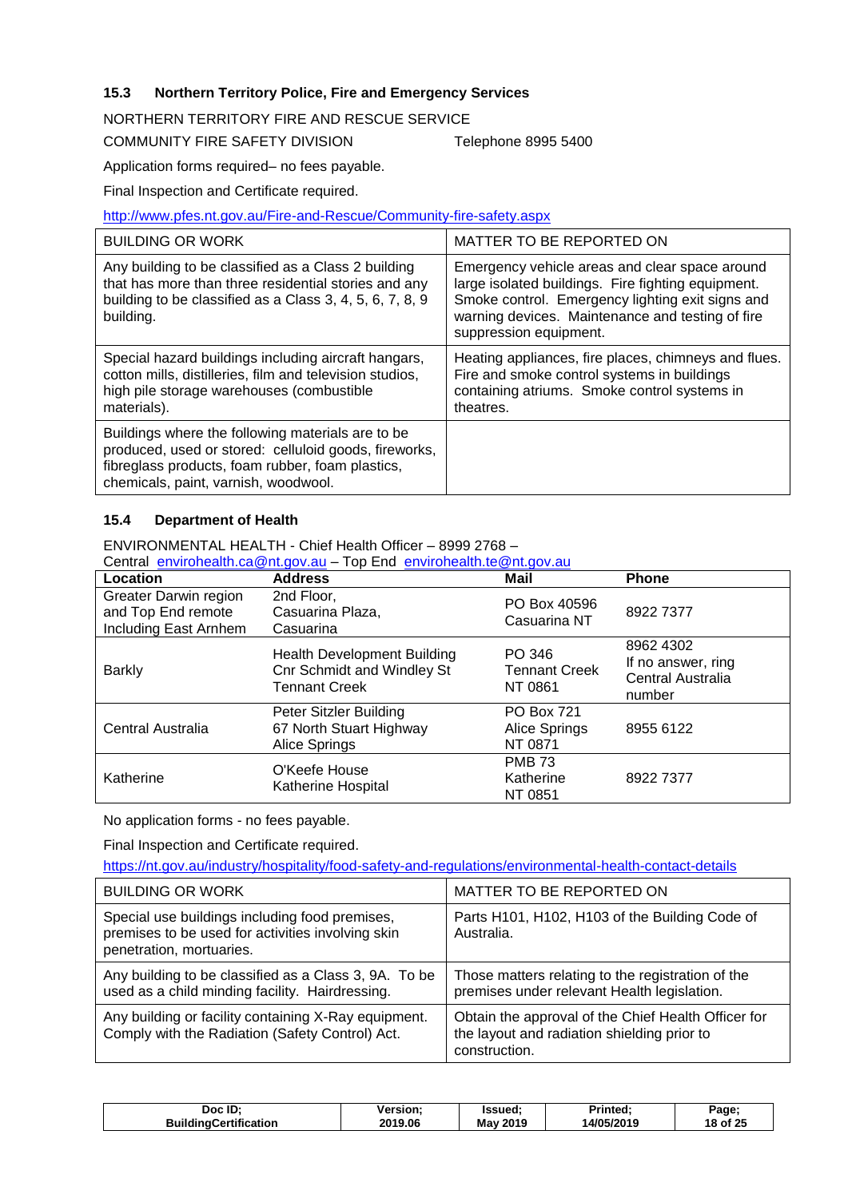### 15.3 Northern Territory Police, Fire and Emergency Services

NORTHERN TERRITORY FIRE AND RESCUE SERVICE

COMMUNITY FIRE SAFETY DIVISION Telephone 8995 5400

Application forms required– no fees payable.

Final Inspection and Certificate required.

http://www.pfes.nt.gov.au/Fire-and-Rescue/Community-fire-safety.aspx

| BUILDING OR WORK | MATTER TO BE REPORTED ON |
|---|---|
| Any building to be classified as a Class 2 building that has more than three residential stories and any building to be classified as a Class 3, 4, 5, 6, 7, 8, 9 building. | Emergency vehicle areas and clear space around large isolated buildings. Fire fighting equipment. Smoke control. Emergency lighting exit signs and warning devices. Maintenance and testing of fire suppression equipment. |
| Special hazard buildings including aircraft hangars, cotton mills, distilleries, film and television studios, high pile storage warehouses (combustible materials). | Heating appliances, fire places, chimneys and flues. Fire and smoke control systems in buildings containing atriums. Smoke control systems in theatres. |
| Buildings where the following materials are to be produced, used or stored: celluloid goods, fireworks, fibreglass products, foam rubber, foam plastics, chemicals, paint, varnish, woodwool. | |

### 15.4 Department of Health

ENVIRONMENTAL HEALTH - Chief Health Officer – 8999 2768 – Central envirohealth.ca@nt.gov.au – Top End envirohealth.te@nt.gov.au

| Location | Address | Mail | Phone |
|---|---|---|---|
| Greater Darwin region and Top End remote Including East Arnhem | 2nd Floor, Casuarina Plaza, Casuarina | PO Box 40596 Casuarina NT | 8922 7377 |
| Barkly | Health Development Building Cnr Schmidt and Windley St Tennant Creek | PO 346 Tennant Creek NT 0861 | 8962 4302 If no answer, ring Central Australia number |
| Central Australia | Peter Sitzler Building 67 North Stuart Highway Alice Springs | PO Box 721 Alice Springs NT 0871 | 8955 6122 |
| Katherine | O'Keefe House Katherine Hospital | PMB 73 Katherine NT 0851 | 8922 7377 |

No application forms - no fees payable.

Final Inspection and Certificate required.

https://nt.gov.au/industry/hospitality/food-safety-and-regulations/environmental-health-contact-details

| BUILDING OR WORK | MATTER TO BE REPORTED ON |
|---|---|
| Special use buildings including food premises, premises to be used for activities involving skin penetration, mortuaries. | Parts H101, H102, H103 of the Building Code of Australia. |
| Any building to be classified as a Class 3, 9A. To be used as a child minding facility. Hairdressing. | Those matters relating to the registration of the premises under relevant Health legislation. |
| Any building or facility containing X-Ray equipment. Comply with the Radiation (Safety Control) Act. | Obtain the approval of the Chief Health Officer for the layout and radiation shielding prior to construction. |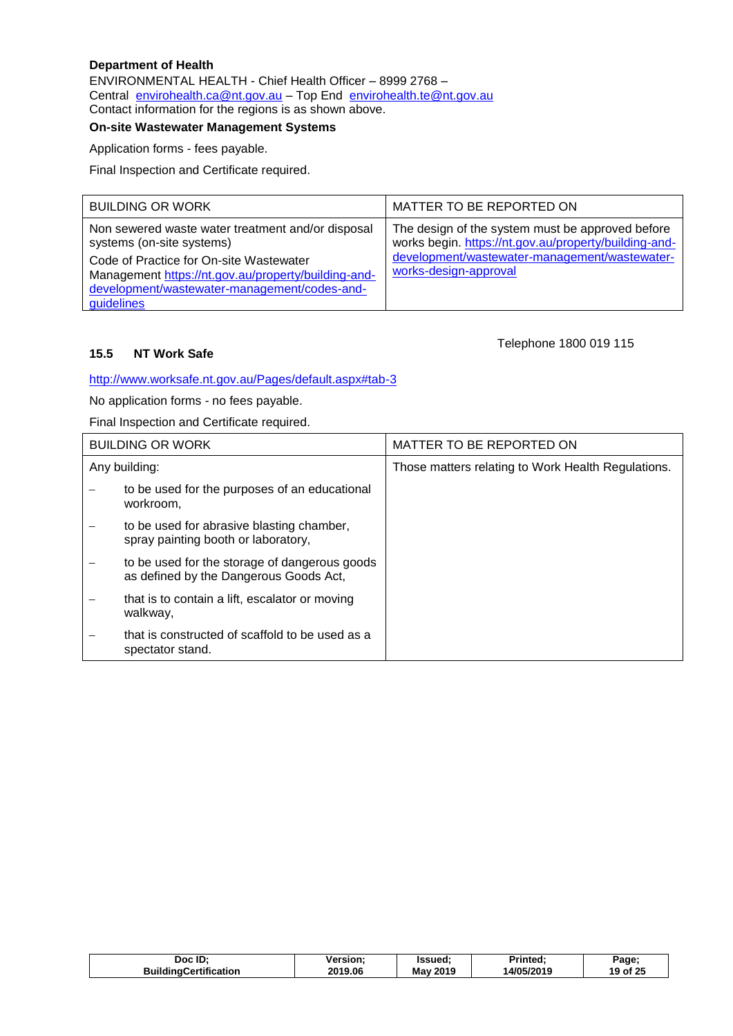**Department of Health**

ENVIRONMENTAL HEALTH - Chief Health Officer – 8999 2768 –
Central envirohealth.ca@nt.gov.au – Top End envirohealth.te@nt.gov.au
Contact information for the regions is as shown above.

**On-site Wastewater Management Systems**

Application forms - fees payable.

Final Inspection and Certificate required.

| BUILDING OR WORK | MATTER TO BE REPORTED ON |
|---|---|
| Non sewered waste water treatment and/or disposal systems (on-site systems)<br>Code of Practice for On-site Wastewater Management https://nt.gov.au/property/building-and-development/wastewater-management/codes-and-guidelines | The design of the system must be approved before works begin. https://nt.gov.au/property/building-and-development/wastewater-management/wastewater-works-design-approval |

### 15.5 NT Work Safe

Telephone 1800 019 115

http://www.worksafe.nt.gov.au/Pages/default.aspx#tab-3

No application forms - no fees payable.

Final Inspection and Certificate required.

| BUILDING OR WORK | MATTER TO BE REPORTED ON |
|---|---|
| Any building:<br>– to be used for the purposes of an educational workroom,<br>– to be used for abrasive blasting chamber, spray painting booth or laboratory,<br>– to be used for the storage of dangerous goods as defined by the Dangerous Goods Act,<br>– that is to contain a lift, escalator or moving walkway,<br>– that is constructed of scaffold to be used as a spectator stand. | Those matters relating to Work Health Regulations. |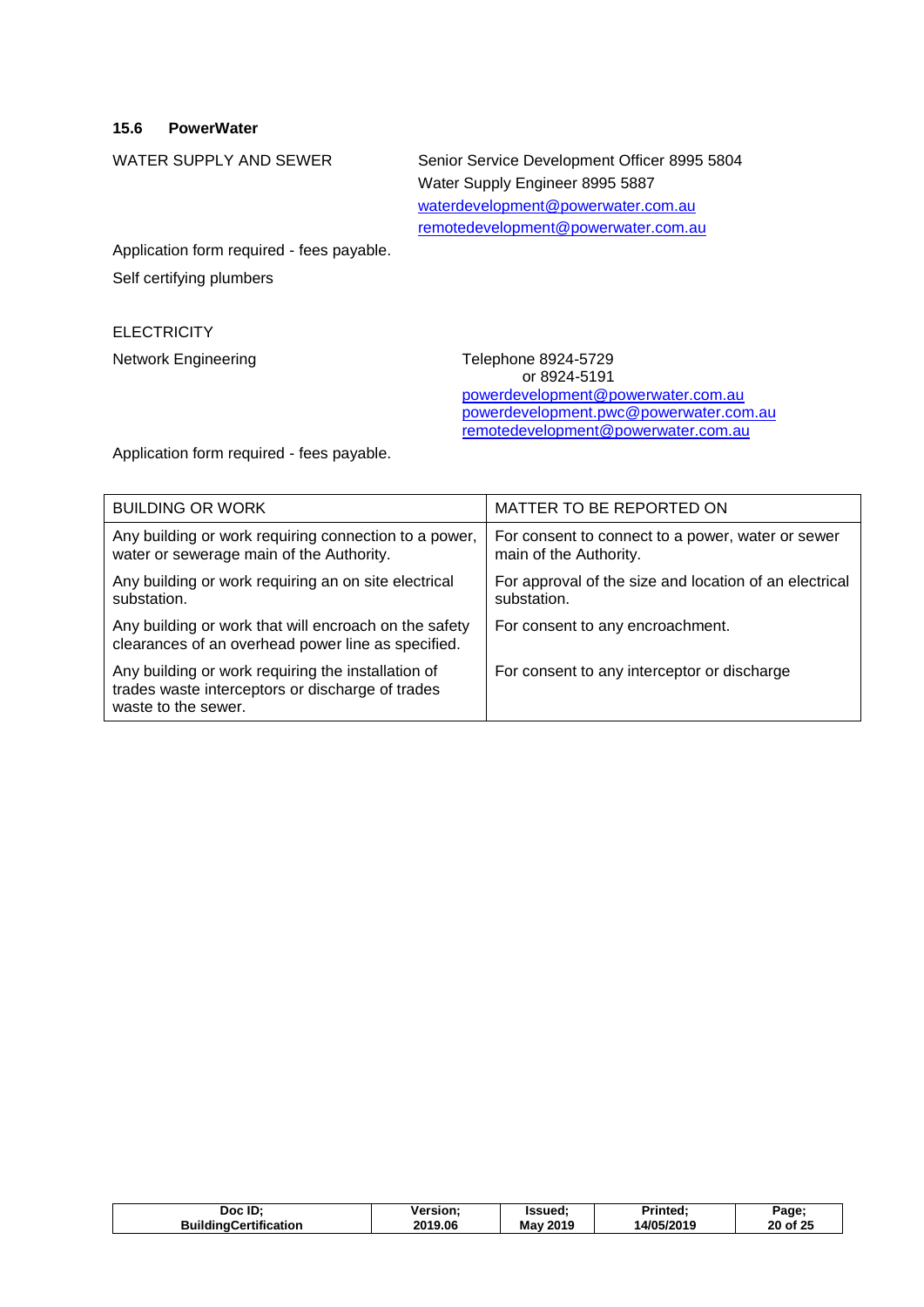### 15.6 PowerWater

WATER SUPPLY AND SEWER

Senior Service Development Officer 8995 5804
Water Supply Engineer 8995 5887
waterdevelopment@powerwater.com.au
remotedevelopment@powerwater.com.au

Application form required - fees payable.

Self certifying plumbers

ELECTRICITY

Network Engineering

Telephone 8924-5729
or 8924-5191
powerdevelopment@powerwater.com.au
powerdevelopment.pwc@powerwater.com.au
remotedevelopment@powerwater.com.au

Application form required - fees payable.

| BUILDING OR WORK | MATTER TO BE REPORTED ON |
|---|---|
| Any building or work requiring connection to a power, water or sewerage main of the Authority. | For consent to connect to a power, water or sewer main of the Authority. |
| Any building or work requiring an on site electrical substation. | For approval of the size and location of an electrical substation. |
| Any building or work that will encroach on the safety clearances of an overhead power line as specified. | For consent to any encroachment. |
| Any building or work requiring the installation of trades waste interceptors or discharge of trades waste to the sewer. | For consent to any interceptor or discharge |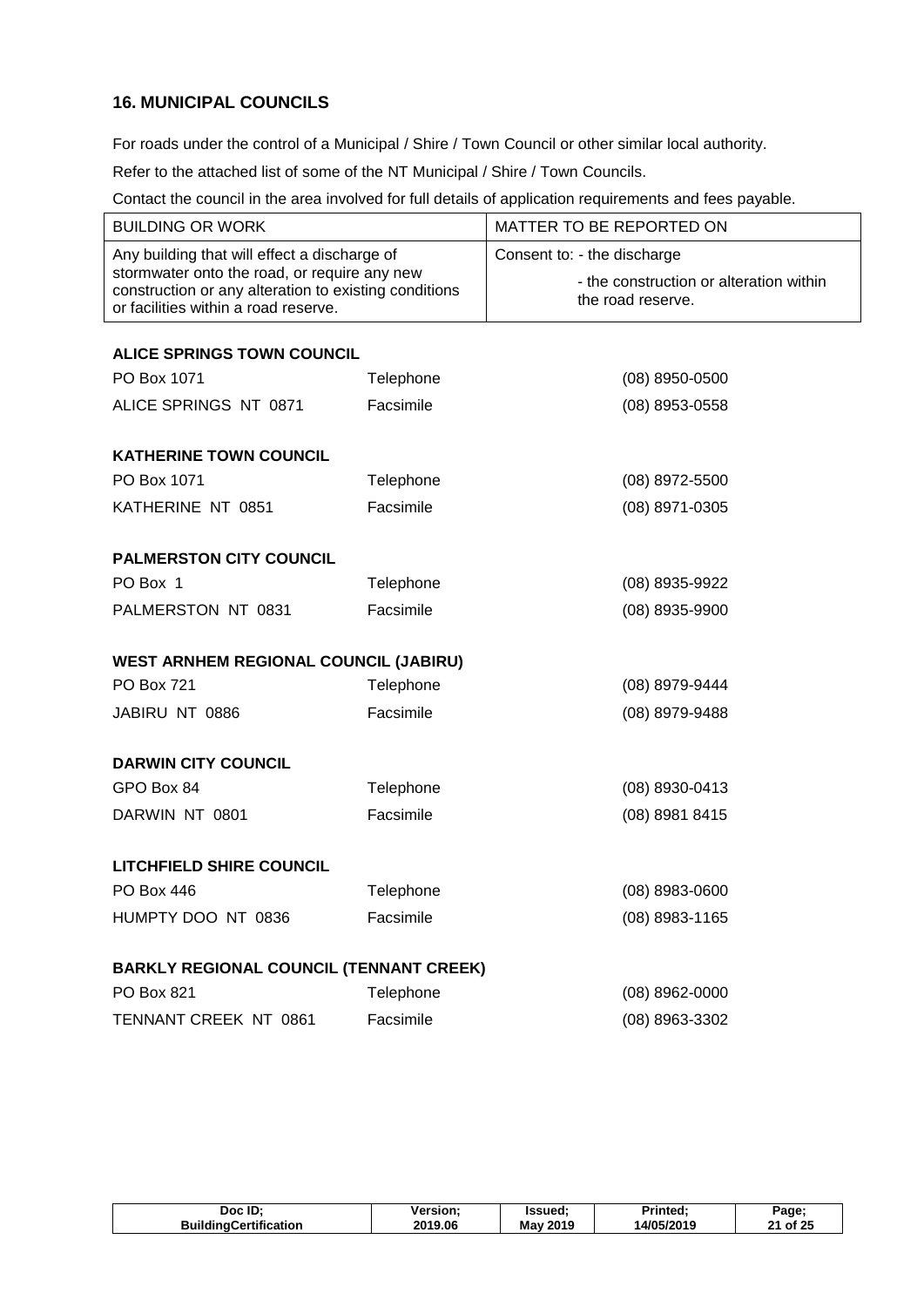## 16. MUNICIPAL COUNCILS

For roads under the control of a Municipal / Shire / Town Council or other similar local authority.

Refer to the attached list of some of the NT Municipal / Shire / Town Councils.

Contact the council in the area involved for full details of application requirements and fees payable.

| BUILDING OR WORK | MATTER TO BE REPORTED ON |
| --- | --- |
| Any building that will effect a discharge of stormwater onto the road, or require any new construction or any alteration to existing conditions or facilities within a road reserve. | Consent to: - the discharge<br>- the construction or alteration within the road reserve. |

**ALICE SPRINGS TOWN COUNCIL**

| | | |
| --- | --- | --- |
| PO Box 1071 | Telephone | (08) 8950-0500 |
| ALICE SPRINGS NT 0871 | Facsimile | (08) 8953-0558 |

**KATHERINE TOWN COUNCIL**

| | | |
| --- | --- | --- |
| PO Box 1071 | Telephone | (08) 8972-5500 |
| KATHERINE NT 0851 | Facsimile | (08) 8971-0305 |

**PALMERSTON CITY COUNCIL**

| | | |
| --- | --- | --- |
| PO Box 1 | Telephone | (08) 8935-9922 |
| PALMERSTON NT 0831 | Facsimile | (08) 8935-9900 |

**WEST ARNHEM REGIONAL COUNCIL (JABIRU)**

| | | |
| --- | --- | --- |
| PO Box 721 | Telephone | (08) 8979-9444 |
| JABIRU NT 0886 | Facsimile | (08) 8979-9488 |

**DARWIN CITY COUNCIL**

| | | |
| --- | --- | --- |
| GPO Box 84 | Telephone | (08) 8930-0413 |
| DARWIN NT 0801 | Facsimile | (08) 8981 8415 |

**LITCHFIELD SHIRE COUNCIL**

| | | |
| --- | --- | --- |
| PO Box 446 | Telephone | (08) 8983-0600 |
| HUMPTY DOO NT 0836 | Facsimile | (08) 8983-1165 |

**BARKLY REGIONAL COUNCIL (TENNANT CREEK)**

| | | |
| --- | --- | --- |
| PO Box 821 | Telephone | (08) 8962-0000 |
| TENNANT CREEK NT 0861 | Facsimile | (08) 8963-3302 |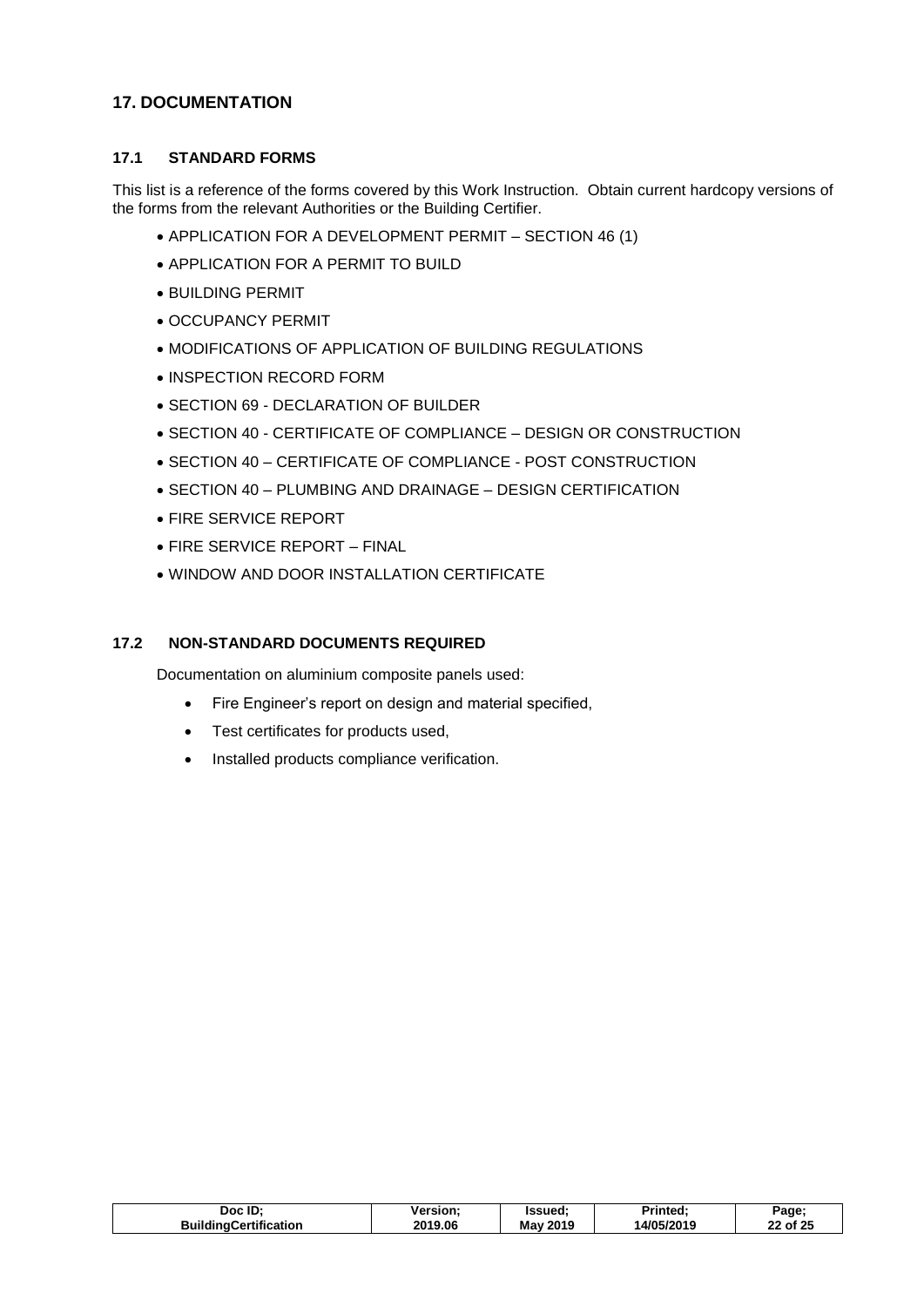## 17. DOCUMENTATION

### 17.1 STANDARD FORMS

This list is a reference of the forms covered by this Work Instruction. Obtain current hardcopy versions of the forms from the relevant Authorities or the Building Certifier.

- APPLICATION FOR A DEVELOPMENT PERMIT – SECTION 46 (1)
- APPLICATION FOR A PERMIT TO BUILD
- BUILDING PERMIT
- OCCUPANCY PERMIT
- MODIFICATIONS OF APPLICATION OF BUILDING REGULATIONS
- INSPECTION RECORD FORM
- SECTION 69 - DECLARATION OF BUILDER
- SECTION 40 - CERTIFICATE OF COMPLIANCE – DESIGN OR CONSTRUCTION
- SECTION 40 – CERTIFICATE OF COMPLIANCE - POST CONSTRUCTION
- SECTION 40 – PLUMBING AND DRAINAGE – DESIGN CERTIFICATION
- FIRE SERVICE REPORT
- FIRE SERVICE REPORT – FINAL
- WINDOW AND DOOR INSTALLATION CERTIFICATE

### 17.2 NON-STANDARD DOCUMENTS REQUIRED

Documentation on aluminium composite panels used:

- Fire Engineer's report on design and material specified,
- Test certificates for products used,
- Installed products compliance verification.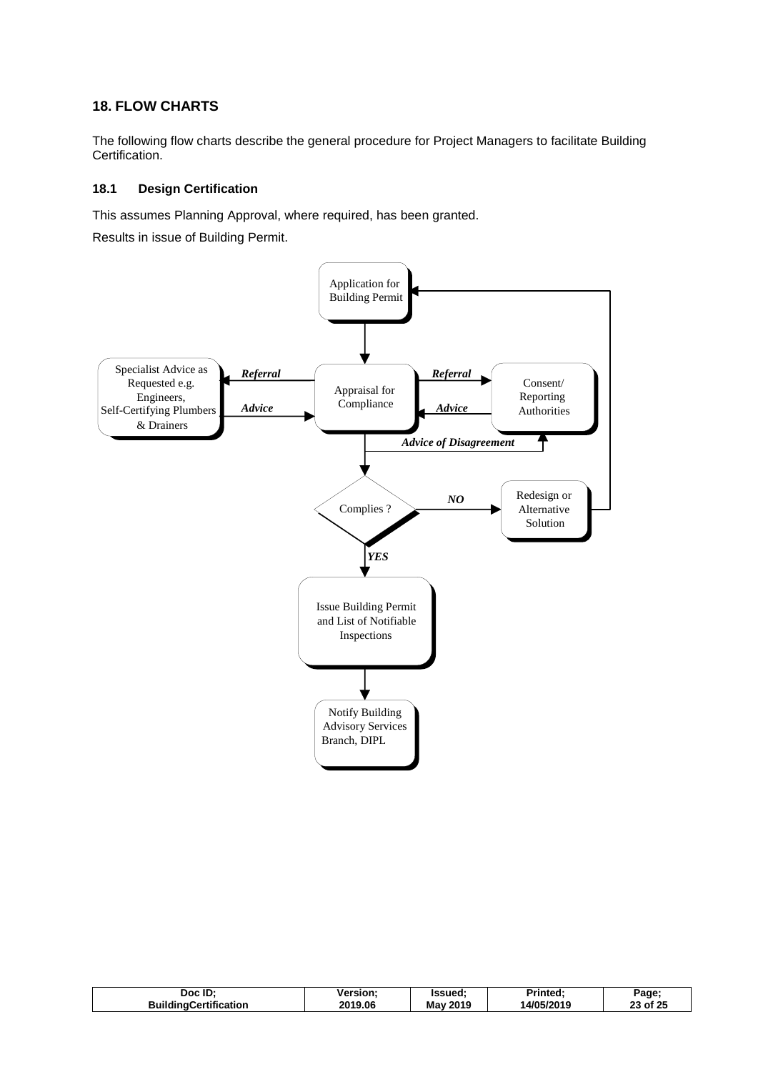## 18. FLOW CHARTS

The following flow charts describe the general procedure for Project Managers to facilitate Building Certification.

### 18.1 Design Certification

This assumes Planning Approval, where required, has been granted.

Results in issue of Building Permit.

Application for Building Permit

Specialist Advice as Requested e.g. Engineers, Self-Certifying Plumbers & Drainers

***Referral***

***Advice***

Appraisal for Compliance

***Referral***

***Advice***

Consent/ Reporting Authorities

***Advice of Disagreement***

Complies ?

***NO***

Redesign or Alternative Solution

***YES***

Issue Building Permit and List of Notifiable Inspections

Notify Building Advisory Services Branch, DIPL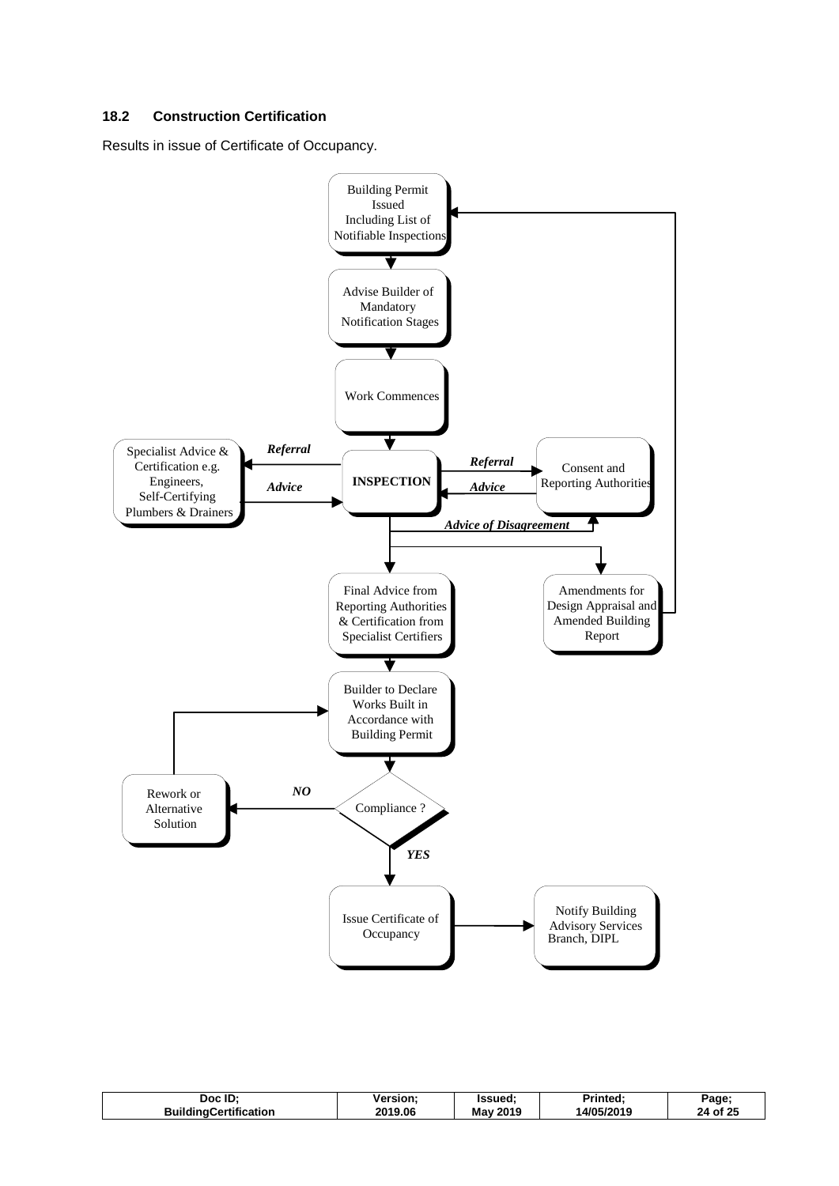### 18.2 Construction Certification

Results in issue of Certificate of Occupancy.

Building Permit Issued Including List of Notifiable Inspections

Advise Builder of Mandatory Notification Stages

Work Commences

Specialist Advice & Certification e.g. Engineers, Self-Certifying Plumbers & Drainers

*Referral*

*Advice*

**INSPECTION**

*Referral*

*Advice*

Consent and Reporting Authorities

*Advice of Disagreement*

Final Advice from Reporting Authorities & Certification from Specialist Certifiers

Amendments for Design Appraisal and Amended Building Report

Builder to Declare Works Built in Accordance with Building Permit

Rework or Alternative Solution

*NO*

Compliance ?

*YES*

Issue Certificate of Occupancy

Notify Building Advisory Services Branch, DIPL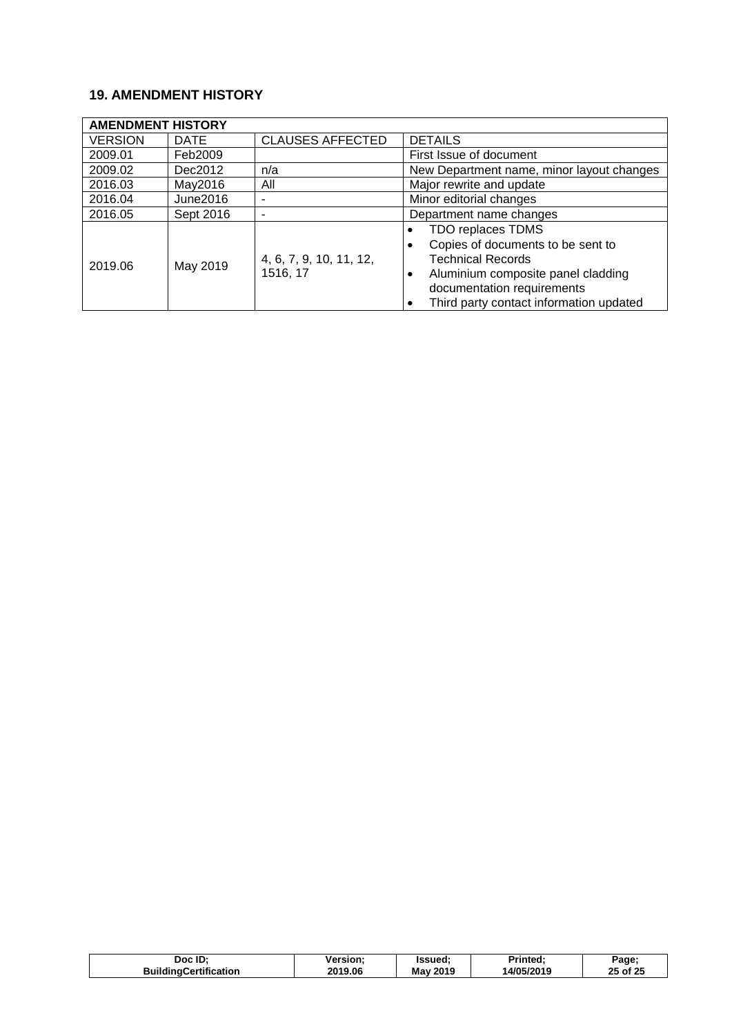## 19. AMENDMENT HISTORY

| AMENDMENT HISTORY | | | |
|---|---|---|---|
| VERSION | DATE | CLAUSES AFFECTED | DETAILS |
| 2009.01 | Feb2009 | | First Issue of document |
| 2009.02 | Dec2012 | n/a | New Department name, minor layout changes |
| 2016.03 | May2016 | All | Major rewrite and update |
| 2016.04 | June2016 | - | Minor editorial changes |
| 2016.05 | Sept 2016 | - | Department name changes |
| 2019.06 | May 2019 | 4, 6, 7, 9, 10, 11, 12, 1516, 17 | • TDO replaces TDMS<br>• Copies of documents to be sent to Technical Records<br>• Aluminium composite panel cladding documentation requirements<br>• Third party contact information updated |